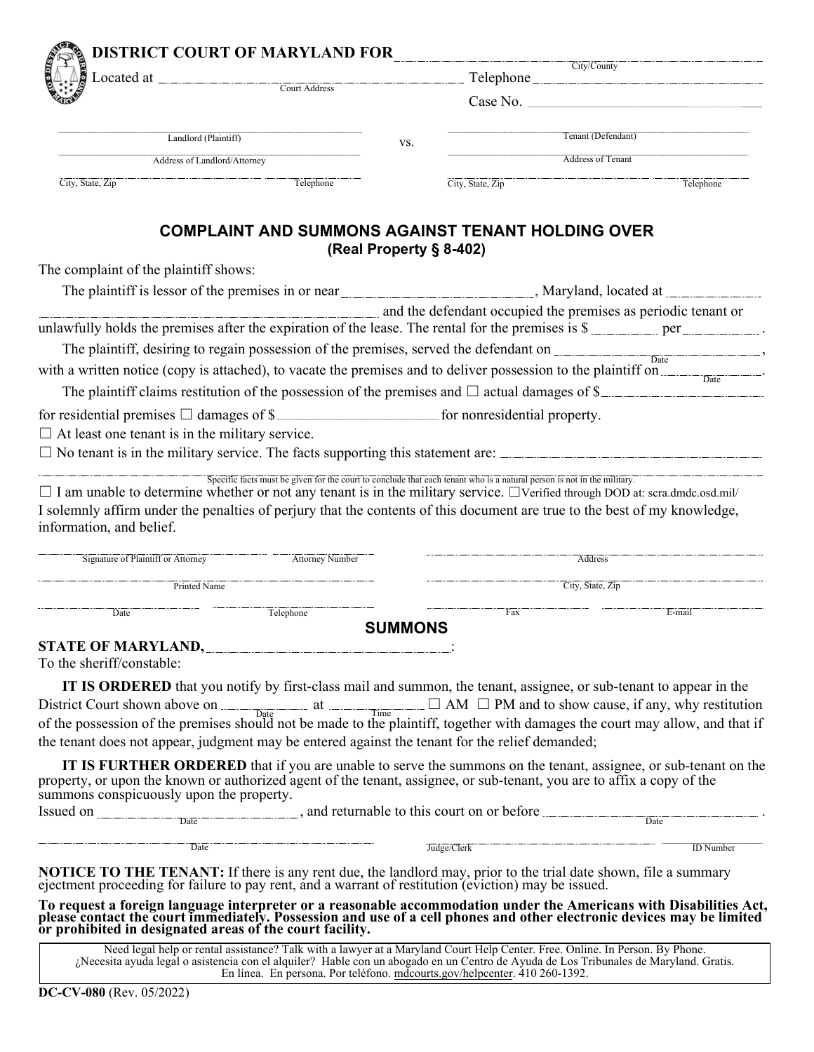# DISTRICT COURT OF MARYLAND FOR ____________________
City/County

Located at ____________________ Telephone ____________________
Court Address

Case No. ____________________

| | | |
|---|---|---|
| ____________________ Landlord (Plaintiff) | vs. | ____________________ Tenant (Defendant) |
| ____________________ Address of Landlord/Attorney | | ____________________ Address of Tenant |
| ____________________ City, State, Zip ____________ Telephone | | ____________________ City, State, Zip ____________ Telephone |

## COMPLAINT AND SUMMONS AGAINST TENANT HOLDING OVER
**(Real Property § 8-402)**

The complaint of the plaintiff shows:

The plaintiff is lessor of the premises in or near ____________________, Maryland, located at ____________________ ____________________ and the defendant occupied the premises as periodic tenant or unlawfully holds the premises after the expiration of the lease. The rental for the premises is $ __________ per __________ .

The plaintiff, desiring to regain possession of the premises, served the defendant on ____________________ (Date), with a written notice (copy is attached), to vacate the premises and to deliver possession to the plaintiff on __________ (Date).

The plaintiff claims restitution of the possession of the premises and ☐ actual damages of $__________ for residential premises ☐ damages of $ ____________________ for nonresidential property.

☐ At least one tenant is in the military service.

☐ No tenant is in the military service. The facts supporting this statement are: ____________________

____________________
Specific facts must be given for the court to conclude that each tenant who is a natural person is not in the military.

☐ I am unable to determine whether or not any tenant is in the military service. ☐Verified through DOD at: scra.dmdc.osd.mil/

I solemnly affirm under the penalties of perjury that the contents of this document are true to the best of my knowledge, information, and belief.

| | | | |
|---|---|---|---|
| ____________________ Signature of Plaintiff or Attorney | __________ Attorney Number | ____________________ Address | |
| ____________________ Printed Name | | ____________________ City, State, Zip | |
| __________ Date | __________ Telephone | __________ Fax | __________ E-mail |

## SUMMONS

**STATE OF MARYLAND,** ____________________:

To the sheriff/constable:

**IT IS ORDERED** that you notify by first-class mail and summon, the tenant, assignee, or sub-tenant to appear in the District Court shown above on __________ (Date) at __________ (Time) ☐ AM ☐ PM and to show cause, if any, why restitution of the possession of the premises should not be made to the plaintiff, together with damages the court may allow, and that if the tenant does not appear, judgment may be entered against the tenant for the relief demanded;

**IT IS FURTHER ORDERED** that if you are unable to serve the summons on the tenant, assignee, or sub-tenant on the property, or upon the known or authorized agent of the tenant, assignee, or sub-tenant, you are to affix a copy of the summons conspicuously upon the property.

Issued on ____________________ (Date), and returnable to this court on or before ____________________ (Date).

| | | |
|---|---|---|
| ____________________ Date | ____________________ Judge/Clerk | __________ ID Number |

**NOTICE TO THE TENANT:** If there is any rent due, the landlord may, prior to the trial date shown, file a summary ejectment proceeding for failure to pay rent, and a warrant of restitution (eviction) may be issued.

**To request a foreign language interpreter or a reasonable accommodation under the Americans with Disabilities Act, please contact the court immediately. Possession and use of a cell phones and other electronic devices may be limited or prohibited in designated areas of the court facility.**

Need legal help or rental assistance? Talk with a lawyer at a Maryland Court Help Center. Free. Online. In Person. By Phone.
¿Necesita ayuda legal o asistencia con el alquiler? Hable con un abogado en un Centro de Ayuda de Los Tribunales de Maryland. Gratis. En línea. En persona. Por teléfono. mdcourts.gov/helpcenter. 410 260-1392.

**DC-CV-080** (Rev. 05/2022)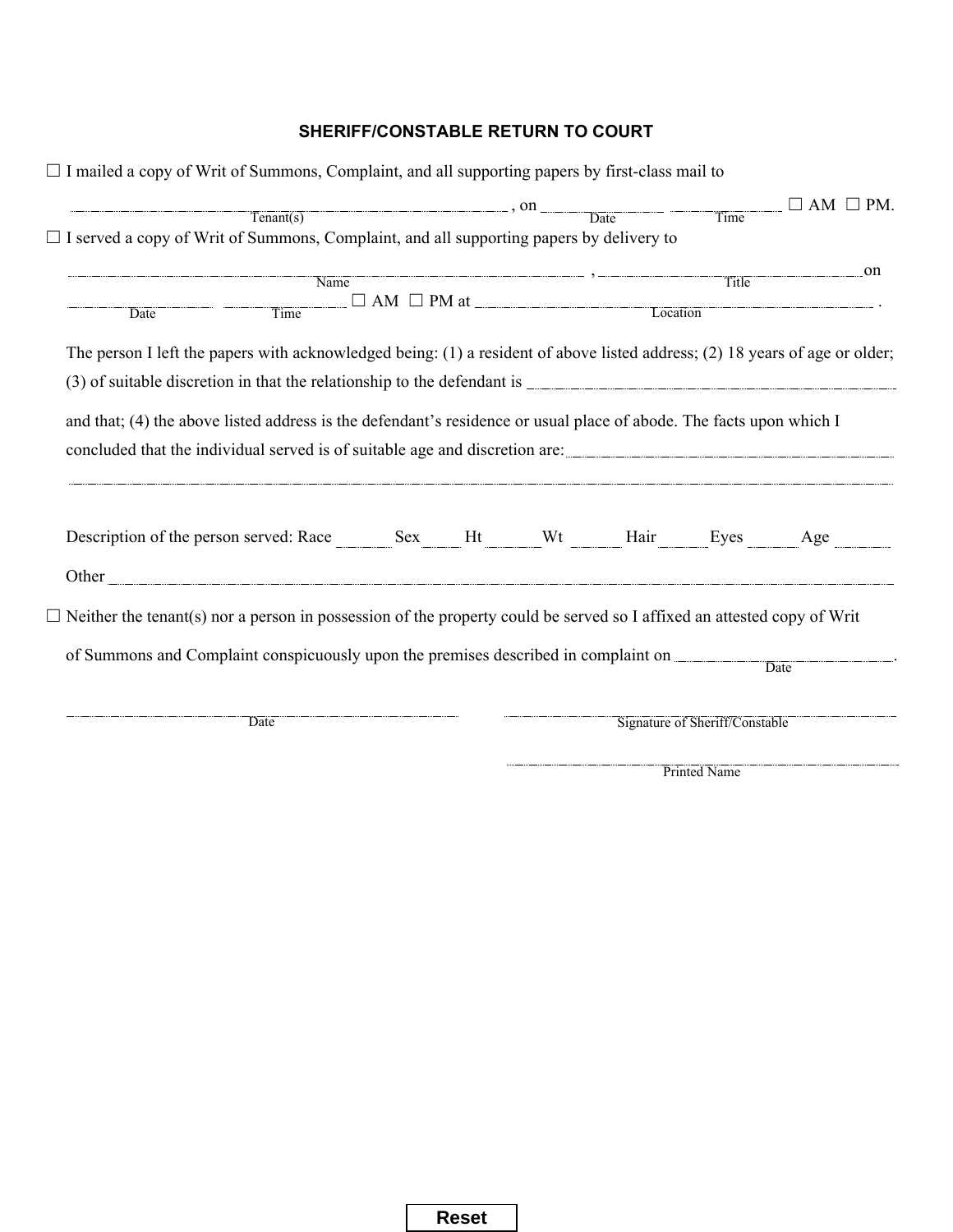## SHERIFF/CONSTABLE RETURN TO COURT

☐ I mailed a copy of Writ of Summons, Complaint, and all supporting papers by first-class mail to

\_\_\_\_\_\_\_\_\_\_\_\_\_\_\_\_\_\_\_\_\_\_\_\_\_\_\_\_\_\_\_\_ , on \_\_\_\_\_\_\_\_\_\_\_\_ \_\_\_\_\_\_\_\_\_\_\_\_ ☐ AM ☐ PM.
Tenant(s) Date Time

☐ I served a copy of Writ of Summons, Complaint, and all supporting papers by delivery to

\_\_\_\_\_\_\_\_\_\_\_\_\_\_\_\_\_\_\_\_\_\_\_\_\_\_\_\_\_\_\_\_ , \_\_\_\_\_\_\_\_\_\_\_\_\_\_\_\_\_\_\_\_ on
Name Title

\_\_\_\_\_\_\_\_\_\_\_\_ \_\_\_\_\_\_\_\_\_\_\_\_ ☐ AM ☐ PM at \_\_\_\_\_\_\_\_\_\_\_\_\_\_\_\_\_\_\_\_\_\_\_\_\_\_\_\_\_\_\_\_ .
Date Time Location

The person I left the papers with acknowledged being: (1) a resident of above listed address; (2) 18 years of age or older; (3) of suitable discretion in that the relationship to the defendant is \_\_\_\_\_\_\_\_\_\_\_\_\_\_\_\_\_\_\_\_\_\_\_\_\_\_\_\_

and that; (4) the above listed address is the defendant's residence or usual place of abode. The facts upon which I concluded that the individual served is of suitable age and discretion are: \_\_\_\_\_\_\_\_\_\_\_\_\_\_\_\_\_\_\_\_\_\_\_\_\_\_\_\_

\_\_\_\_\_\_\_\_\_\_\_\_\_\_\_\_\_\_\_\_\_\_\_\_\_\_\_\_\_\_\_\_\_\_\_\_\_\_\_\_\_\_\_\_\_\_\_\_\_\_\_\_\_\_\_\_

Description of the person served: Race \_\_\_\_\_ Sex \_\_\_ Ht \_\_\_\_ Wt \_\_\_\_ Hair \_\_\_\_ Eyes \_\_\_\_ Age \_\_\_\_

Other \_\_\_\_\_\_\_\_\_\_\_\_\_\_\_\_\_\_\_\_\_\_\_\_\_\_\_\_\_\_\_\_\_\_\_\_\_\_\_\_\_\_\_\_\_\_\_\_\_\_\_\_\_\_\_\_

☐ Neither the tenant(s) nor a person in possession of the property could be served so I affixed an attested copy of Writ of Summons and Complaint conspicuously upon the premises described in complaint on \_\_\_\_\_\_\_\_\_\_\_\_\_\_\_\_\_\_\_\_.
Date

\_\_\_\_\_\_\_\_\_\_\_\_\_\_\_\_\_\_\_\_\_\_\_\_\_\_\_\_ \_\_\_\_\_\_\_\_\_\_\_\_\_\_\_\_\_\_\_\_\_\_\_\_\_\_\_\_
Date Signature of Sheriff/Constable

\_\_\_\_\_\_\_\_\_\_\_\_\_\_\_\_\_\_\_\_\_\_\_\_\_\_\_\_
Printed Name

Reset